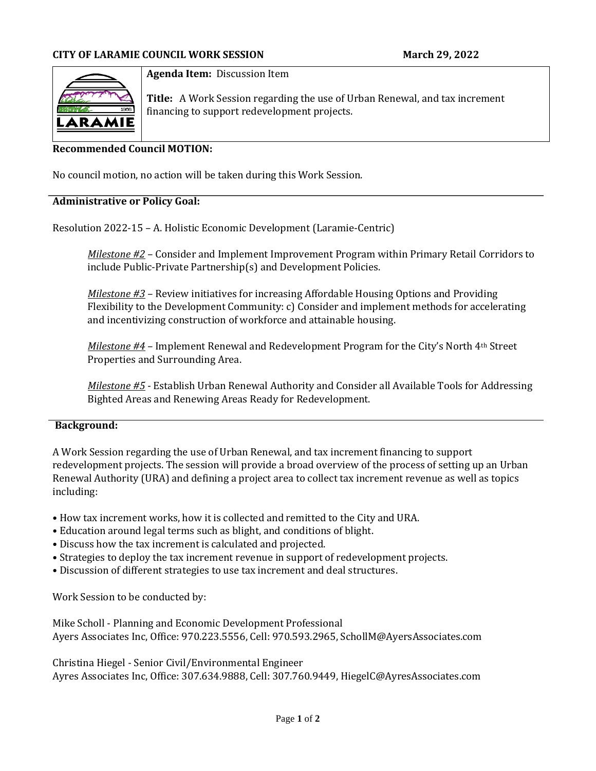**CITY OF LARAMIE COUNCIL WORK SESSION** **March 29, 2022**

**Agenda Item:** Discussion Item

**Title:** A Work Session regarding the use of Urban Renewal, and tax increment financing to support redevelopment projects.

**Recommended Council MOTION:**

No council motion, no action will be taken during this Work Session.

**Administrative or Policy Goal:**

Resolution 2022-15 – A. Holistic Economic Development (Laramie-Centric)

> *Milestone #2* – Consider and Implement Improvement Program within Primary Retail Corridors to include Public-Private Partnership(s) and Development Policies.
>
> *Milestone #3* – Review initiatives for increasing Affordable Housing Options and Providing Flexibility to the Development Community: c) Consider and implement methods for accelerating and incentivizing construction of workforce and attainable housing.
>
> *Milestone #4* – Implement Renewal and Redevelopment Program for the City's North 4th Street Properties and Surrounding Area.
>
> *Milestone #5* - Establish Urban Renewal Authority and Consider all Available Tools for Addressing Bighted Areas and Renewing Areas Ready for Redevelopment.

**Background:**

A Work Session regarding the use of Urban Renewal, and tax increment financing to support redevelopment projects. The session will provide a broad overview of the process of setting up an Urban Renewal Authority (URA) and defining a project area to collect tax increment revenue as well as topics including:

- How tax increment works, how it is collected and remitted to the City and URA.
- Education around legal terms such as blight, and conditions of blight.
- Discuss how the tax increment is calculated and projected.
- Strategies to deploy the tax increment revenue in support of redevelopment projects.
- Discussion of different strategies to use tax increment and deal structures.

Work Session to be conducted by:

Mike Scholl - Planning and Economic Development Professional
Ayers Associates Inc, Office: 970.223.5556, Cell: 970.593.2965, SchollM@AyersAssociates.com

Christina Hiegel - Senior Civil/Environmental Engineer
Ayres Associates Inc, Office: 307.634.9888, Cell: 307.760.9449, HiegelC@AyresAssociates.com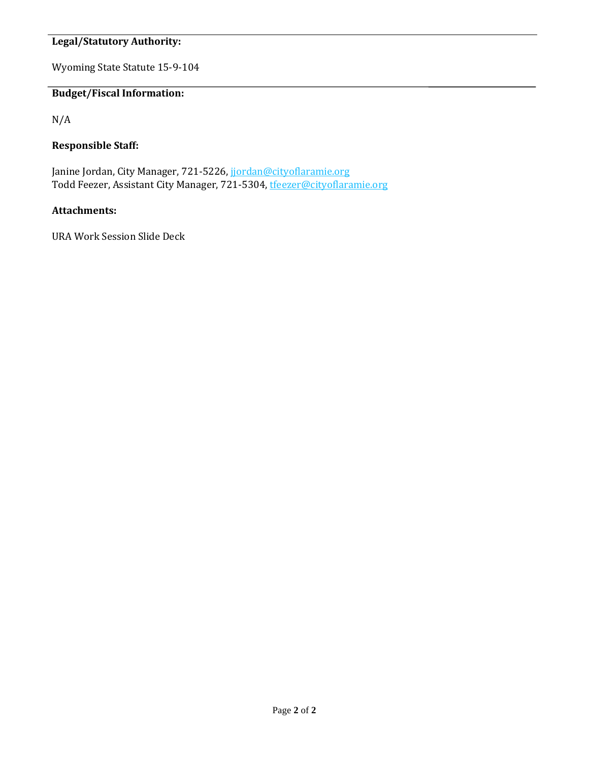**Legal/Statutory Authority:**

Wyoming State Statute 15-9-104

---

**Budget/Fiscal Information:**

N/A

**Responsible Staff:**

Janine Jordan, City Manager, 721-5226, jjordan@cityoflaramie.org
Todd Feezer, Assistant City Manager, 721-5304, tfeezer@cityoflaramie.org

**Attachments:**

URA Work Session Slide Deck